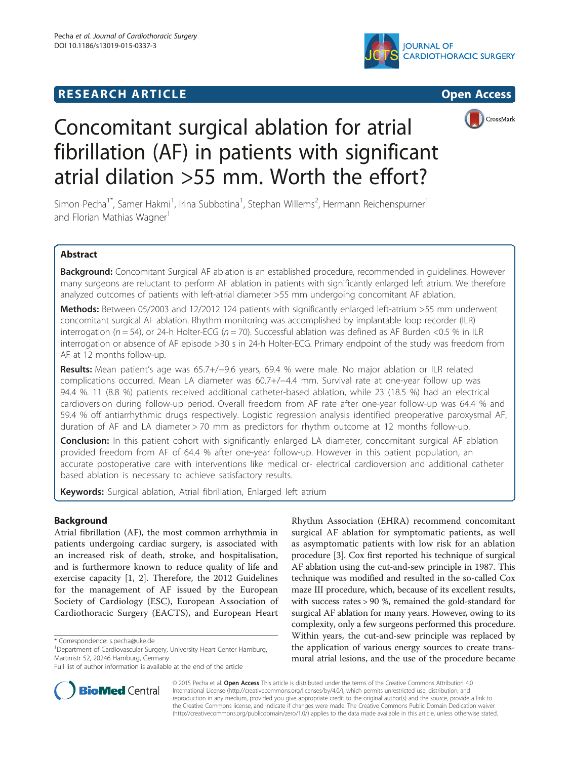RESEARCH ARTICLE

Open Access

# Concomitant surgical ablation for atrial fibrillation (AF) in patients with significant atrial dilation >55 mm. Worth the effort?

Simon Pecha[1*], Samer Hakmi[1], Irina Subbotina[1], Stephan Willems[2], Hermann Reichenspurner[1] and Florian Mathias Wagner[1]

## Abstract

**Background:** Concomitant Surgical AF ablation is an established procedure, recommended in guidelines. However many surgeons are reluctant to perform AF ablation in patients with significantly enlarged left atrium. We therefore analyzed outcomes of patients with left-atrial diameter >55 mm undergoing concomitant AF ablation.

**Methods:** Between 05/2003 and 12/2012 124 patients with significantly enlarged left-atrium >55 mm underwent concomitant surgical AF ablation. Rhythm monitoring was accomplished by implantable loop recorder (ILR) interrogation ($n = 54$), or 24-h Holter-ECG ($n = 70$). Successful ablation was defined as AF Burden <0.5 % in ILR interrogation or absence of AF episode >30 s in 24-h Holter-ECG. Primary endpoint of the study was freedom from AF at 12 months follow-up.

**Results:** Mean patient's age was 65.7+/−9.6 years, 69.4 % were male. No major ablation or ILR related complications occurred. Mean LA diameter was 60.7+/−4.4 mm. Survival rate at one-year follow up was 94.4 %. 11 (8.8 %) patients received additional catheter-based ablation, while 23 (18.5 %) had an electrical cardioversion during follow-up period. Overall freedom from AF rate after one-year follow-up was 64.4 % and 59.4 % off antiarrhythmic drugs respectively. Logistic regression analysis identified preoperative paroxysmal AF, duration of AF and LA diameter > 70 mm as predictors for rhythm outcome at 12 months follow-up.

**Conclusion:** In this patient cohort with significantly enlarged LA diameter, concomitant surgical AF ablation provided freedom from AF of 64.4 % after one-year follow-up. However in this patient population, an accurate postoperative care with interventions like medical or- electrical cardioversion and additional catheter based ablation is necessary to achieve satisfactory results.

**Keywords:** Surgical ablation, Atrial fibrillation, Enlarged left atrium

## Background

Atrial fibrillation (AF), the most common arrhythmia in patients undergoing cardiac surgery, is associated with an increased risk of death, stroke, and hospitalisation, and is furthermore known to reduce quality of life and exercise capacity [1, 2]. Therefore, the 2012 Guidelines for the management of AF issued by the European Society of Cardiology (ESC), European Association of Cardiothoracic Surgery (EACTS), and European Heart Rhythm Association (EHRA) recommend concomitant surgical AF ablation for symptomatic patients, as well as asymptomatic patients with low risk for an ablation procedure [3]. Cox first reported his technique of surgical AF ablation using the cut-and-sew principle in 1987. This technique was modified and resulted in the so-called Cox maze III procedure, which, because of its excellent results, with success rates > 90 %, remained the gold-standard for surgical AF ablation for many years. However, owing to its complexity, only a few surgeons performed this procedure. Within years, the cut-and-sew principle was replaced by the application of various energy sources to create transmural atrial lesions, and the use of the procedure became

\* Correspondence: s.pecha@uke.de
[1]Department of Cardiovascular Surgery, University Heart Center Hamburg, Martinistr 52, 20246 Hamburg, Germany
Full list of author information is available at the end of the article

© 2015 Pecha et al. **Open Access** This article is distributed under the terms of the Creative Commons Attribution 4.0 International License (http://creativecommons.org/licenses/by/4.0/), which permits unrestricted use, distribution, and reproduction in any medium, provided you give appropriate credit to the original author(s) and the source, provide a link to the Creative Commons license, and indicate if changes were made. The Creative Commons Public Domain Dedication waiver (http://creativecommons.org/publicdomain/zero/1.0/) applies to the data made available in this article, unless otherwise stated.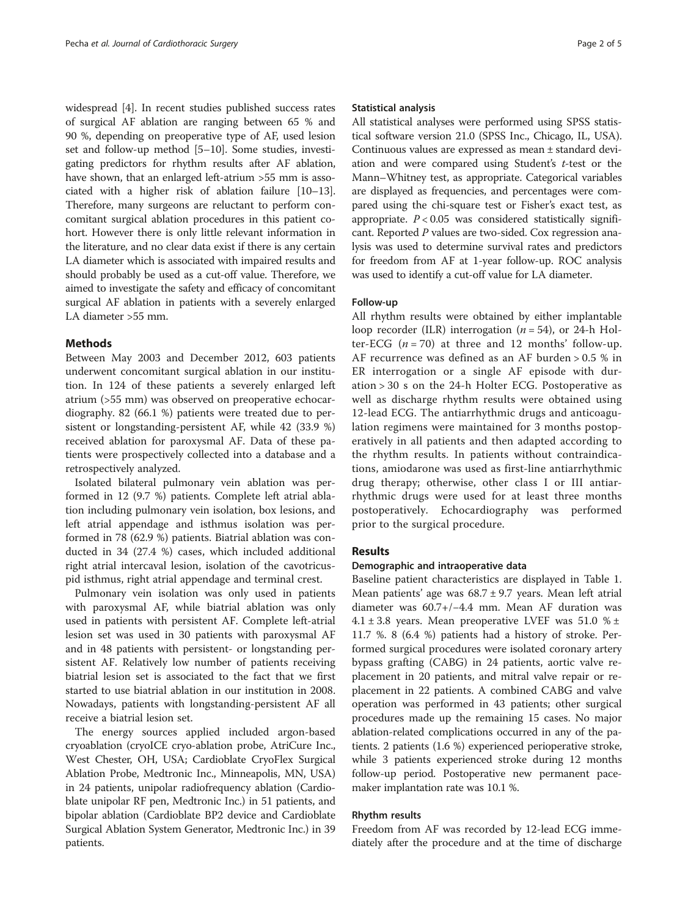widespread [4]. In recent studies published success rates of surgical AF ablation are ranging between 65 % and 90 %, depending on preoperative type of AF, used lesion set and follow-up method [5–10]. Some studies, investigating predictors for rhythm results after AF ablation, have shown, that an enlarged left-atrium >55 mm is associated with a higher risk of ablation failure [10–13]. Therefore, many surgeons are reluctant to perform concomitant surgical ablation procedures in this patient cohort. However there is only little relevant information in the literature, and no clear data exist if there is any certain LA diameter which is associated with impaired results and should probably be used as a cut-off value. Therefore, we aimed to investigate the safety and efficacy of concomitant surgical AF ablation in patients with a severely enlarged LA diameter >55 mm.

## Methods

Between May 2003 and December 2012, 603 patients underwent concomitant surgical ablation in our institution. In 124 of these patients a severely enlarged left atrium (>55 mm) was observed on preoperative echocardiography. 82 (66.1 %) patients were treated due to persistent or longstanding-persistent AF, while 42 (33.9 %) received ablation for paroxysmal AF. Data of these patients were prospectively collected into a database and a retrospectively analyzed.

Isolated bilateral pulmonary vein ablation was performed in 12 (9.7 %) patients. Complete left atrial ablation including pulmonary vein isolation, box lesions, and left atrial appendage and isthmus isolation was performed in 78 (62.9 %) patients. Biatrial ablation was conducted in 34 (27.4 %) cases, which included additional right atrial intercaval lesion, isolation of the cavotricuspid isthmus, right atrial appendage and terminal crest.

Pulmonary vein isolation was only used in patients with paroxysmal AF, while biatrial ablation was only used in patients with persistent AF. Complete left-atrial lesion set was used in 30 patients with paroxysmal AF and in 48 patients with persistent- or longstanding persistent AF. Relatively low number of patients receiving biatrial lesion set is associated to the fact that we first started to use biatrial ablation in our institution in 2008. Nowadays, patients with longstanding-persistent AF all receive a biatrial lesion set.

The energy sources applied included argon-based cryoablation (cryoICE cryo-ablation probe, AtriCure Inc., West Chester, OH, USA; Cardioblate CryoFlex Surgical Ablation Probe, Medtronic Inc., Minneapolis, MN, USA) in 24 patients, unipolar radiofrequency ablation (Cardioblate unipolar RF pen, Medtronic Inc.) in 51 patients, and bipolar ablation (Cardioblate BP2 device and Cardioblate Surgical Ablation System Generator, Medtronic Inc.) in 39 patients.

### Statistical analysis

All statistical analyses were performed using SPSS statistical software version 21.0 (SPSS Inc., Chicago, IL, USA). Continuous values are expressed as mean ± standard deviation and were compared using Student's *t*-test or the Mann–Whitney test, as appropriate. Categorical variables are displayed as frequencies, and percentages were compared using the chi-square test or Fisher's exact test, as appropriate. $P < 0.05$ was considered statistically significant. Reported *P* values are two-sided. Cox regression analysis was used to determine survival rates and predictors for freedom from AF at 1-year follow-up. ROC analysis was used to identify a cut-off value for LA diameter.

### Follow-up

All rhythm results were obtained by either implantable loop recorder (ILR) interrogation ($n = 54$), or 24-h Holter-ECG ($n = 70$) at three and 12 months' follow-up. AF recurrence was defined as an AF burden > 0.5 % in ER interrogation or a single AF episode with duration > 30 s on the 24-h Holter ECG. Postoperative as well as discharge rhythm results were obtained using 12-lead ECG. The antiarrhythmic drugs and anticoagulation regimens were maintained for 3 months postoperatively in all patients and then adapted according to the rhythm results. In patients without contraindications, amiodarone was used as first-line antiarrhythmic drug therapy; otherwise, other class I or III antiarrhythmic drugs were used for at least three months postoperatively. Echocardiography was performed prior to the surgical procedure.

## Results

### Demographic and intraoperative data

Baseline patient characteristics are displayed in Table 1. Mean patients' age was 68.7 ± 9.7 years. Mean left atrial diameter was 60.7+/−4.4 mm. Mean AF duration was 4.1 ± 3.8 years. Mean preoperative LVEF was 51.0 % ± 11.7 %. 8 (6.4 %) patients had a history of stroke. Performed surgical procedures were isolated coronary artery bypass grafting (CABG) in 24 patients, aortic valve replacement in 20 patients, and mitral valve repair or replacement in 22 patients. A combined CABG and valve operation was performed in 43 patients; other surgical procedures made up the remaining 15 cases. No major ablation-related complications occurred in any of the patients. 2 patients (1.6 %) experienced perioperative stroke, while 3 patients experienced stroke during 12 months follow-up period. Postoperative new permanent pacemaker implantation rate was 10.1 %.

### Rhythm results

Freedom from AF was recorded by 12-lead ECG immediately after the procedure and at the time of discharge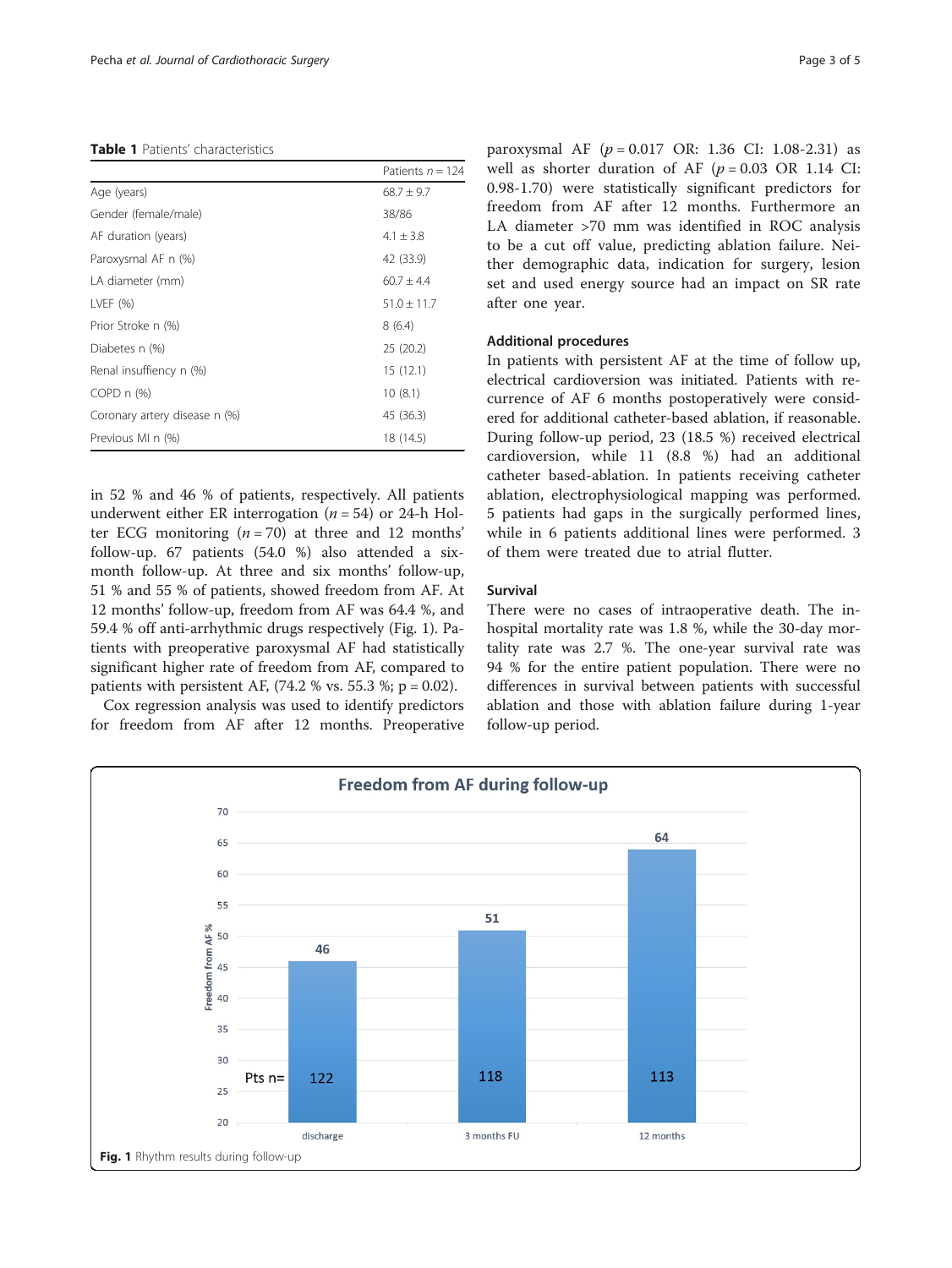**Table 1** Patients' characteristics

| | Patients $n = 124$ |
|---|---|
| Age (years) | 68.7 ± 9.7 |
| Gender (female/male) | 38/86 |
| AF duration (years) | 4.1 ± 3.8 |
| Paroxysmal AF n (%) | 42 (33.9) |
| LA diameter (mm) | 60.7 ± 4.4 |
| LVEF (%) | 51.0 ± 11.7 |
| Prior Stroke n (%) | 8 (6.4) |
| Diabetes n (%) | 25 (20.2) |
| Renal insuffiency n (%) | 15 (12.1) |
| COPD n (%) | 10 (8.1) |
| Coronary artery disease n (%) | 45 (36.3) |
| Previous MI n (%) | 18 (14.5) |

in 52 % and 46 % of patients, respectively. All patients underwent either ER interrogation ($n = 54$) or 24-h Holter ECG monitoring ($n = 70$) at three and 12 months' follow-up. 67 patients (54.0 %) also attended a six-month follow-up. At three and six months' follow-up, 51 % and 55 % of patients, showed freedom from AF. At 12 months' follow-up, freedom from AF was 64.4 %, and 59.4 % off anti-arrhythmic drugs respectively (Fig. 1). Patients with preoperative paroxysmal AF had statistically significant higher rate of freedom from AF, compared to patients with persistent AF, (74.2 % vs. 55.3 %; p = 0.02).

Cox regression analysis was used to identify predictors for freedom from AF after 12 months. Preoperative paroxysmal AF ($p = 0.017$ OR: 1.36 CI: 1.08-2.31) as well as shorter duration of AF ($p = 0.03$ OR 1.14 CI: 0.98-1.70) were statistically significant predictors for freedom from AF after 12 months. Furthermore an LA diameter >70 mm was identified in ROC analysis to be a cut off value, predicting ablation failure. Neither demographic data, indication for surgery, lesion set and used energy source had an impact on SR rate after one year.

### Additional procedures

In patients with persistent AF at the time of follow up, electrical cardioversion was initiated. Patients with recurrence of AF 6 months postoperatively were considered for additional catheter-based ablation, if reasonable. During follow-up period, 23 (18.5 %) received electrical cardioversion, while 11 (8.8 %) had an additional catheter based-ablation. In patients receiving catheter ablation, electrophysiological mapping was performed. 5 patients had gaps in the surgically performed lines, while in 6 patients additional lines were performed. 3 of them were treated due to atrial flutter.

### Survival

There were no cases of intraoperative death. The in-hospital mortality rate was 1.8 %, while the 30-day mortality rate was 2.7 %. The one-year survival rate was 94 % for the entire patient population. There were no differences in survival between patients with successful ablation and those with ablation failure during 1-year follow-up period.

**Fig. 1** Rhythm results during follow-up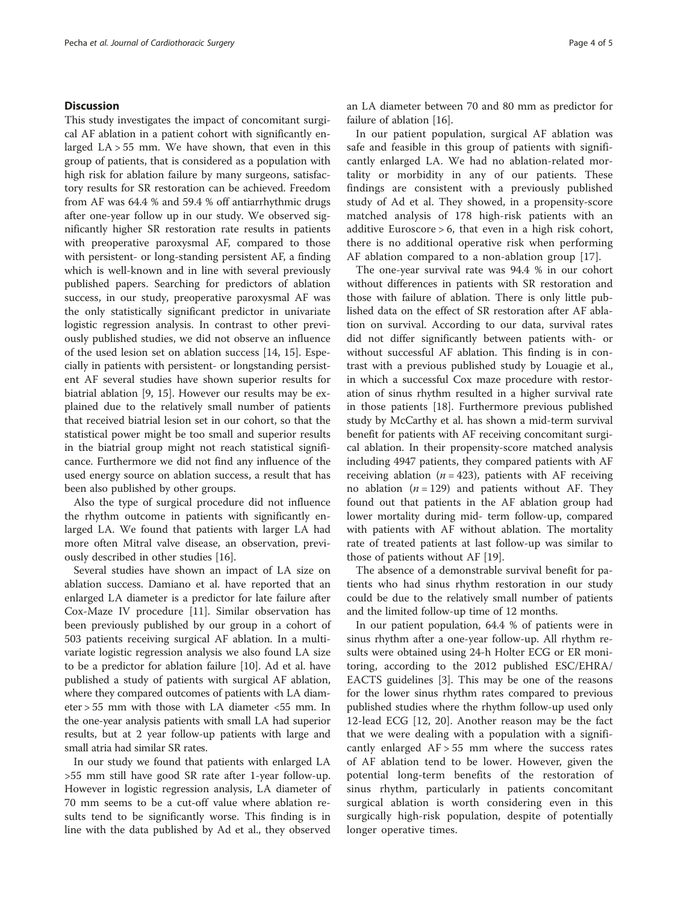## Discussion

This study investigates the impact of concomitant surgical AF ablation in a patient cohort with significantly enlarged LA > 55 mm. We have shown, that even in this group of patients, that is considered as a population with high risk for ablation failure by many surgeons, satisfactory results for SR restoration can be achieved. Freedom from AF was 64.4 % and 59.4 % off antiarrhythmic drugs after one-year follow up in our study. We observed significantly higher SR restoration rate results in patients with preoperative paroxysmal AF, compared to those with persistent- or long-standing persistent AF, a finding which is well-known and in line with several previously published papers. Searching for predictors of ablation success, in our study, preoperative paroxysmal AF was the only statistically significant predictor in univariate logistic regression analysis. In contrast to other previously published studies, we did not observe an influence of the used lesion set on ablation success [14, 15]. Especially in patients with persistent- or longstanding persistent AF several studies have shown superior results for biatrial ablation [9, 15]. However our results may be explained due to the relatively small number of patients that received biatrial lesion set in our cohort, so that the statistical power might be too small and superior results in the biatrial group might not reach statistical significance. Furthermore we did not find any influence of the used energy source on ablation success, a result that has been also published by other groups.

Also the type of surgical procedure did not influence the rhythm outcome in patients with significantly enlarged LA. We found that patients with larger LA had more often Mitral valve disease, an observation, previously described in other studies [16].

Several studies have shown an impact of LA size on ablation success. Damiano et al. have reported that an enlarged LA diameter is a predictor for late failure after Cox-Maze IV procedure [11]. Similar observation has been previously published by our group in a cohort of 503 patients receiving surgical AF ablation. In a multivariate logistic regression analysis we also found LA size to be a predictor for ablation failure [10]. Ad et al. have published a study of patients with surgical AF ablation, where they compared outcomes of patients with LA diameter > 55 mm with those with LA diameter <55 mm. In the one-year analysis patients with small LA had superior results, but at 2 year follow-up patients with large and small atria had similar SR rates.

In our study we found that patients with enlarged LA >55 mm still have good SR rate after 1-year follow-up. However in logistic regression analysis, LA diameter of 70 mm seems to be a cut-off value where ablation results tend to be significantly worse. This finding is in line with the data published by Ad et al., they observed an LA diameter between 70 and 80 mm as predictor for failure of ablation [16].

In our patient population, surgical AF ablation was safe and feasible in this group of patients with significantly enlarged LA. We had no ablation-related mortality or morbidity in any of our patients. These findings are consistent with a previously published study of Ad et al. They showed, in a propensity-score matched analysis of 178 high-risk patients with an additive Euroscore > 6, that even in a high risk cohort, there is no additional operative risk when performing AF ablation compared to a non-ablation group [17].

The one-year survival rate was 94.4 % in our cohort without differences in patients with SR restoration and those with failure of ablation. There is only little published data on the effect of SR restoration after AF ablation on survival. According to our data, survival rates did not differ significantly between patients with- or without successful AF ablation. This finding is in contrast with a previous published study by Louagie et al., in which a successful Cox maze procedure with restoration of sinus rhythm resulted in a higher survival rate in those patients [18]. Furthermore previous published study by McCarthy et al. has shown a mid-term survival benefit for patients with AF receiving concomitant surgical ablation. In their propensity-score matched analysis including 4947 patients, they compared patients with AF receiving ablation ($n = 423$), patients with AF receiving no ablation ($n = 129$) and patients without AF. They found out that patients in the AF ablation group had lower mortality during mid- term follow-up, compared with patients with AF without ablation. The mortality rate of treated patients at last follow-up was similar to those of patients without AF [19].

The absence of a demonstrable survival benefit for patients who had sinus rhythm restoration in our study could be due to the relatively small number of patients and the limited follow-up time of 12 months.

In our patient population, 64.4 % of patients were in sinus rhythm after a one-year follow-up. All rhythm results were obtained using 24-h Holter ECG or ER monitoring, according to the 2012 published ESC/EHRA/EACTS guidelines [3]. This may be one of the reasons for the lower sinus rhythm rates compared to previous published studies where the rhythm follow-up used only 12-lead ECG [12, 20]. Another reason may be the fact that we were dealing with a population with a significantly enlarged AF > 55 mm where the success rates of AF ablation tend to be lower. However, given the potential long-term benefits of the restoration of sinus rhythm, particularly in patients concomitant surgical ablation is worth considering even in this surgically high-risk population, despite of potentially longer operative times.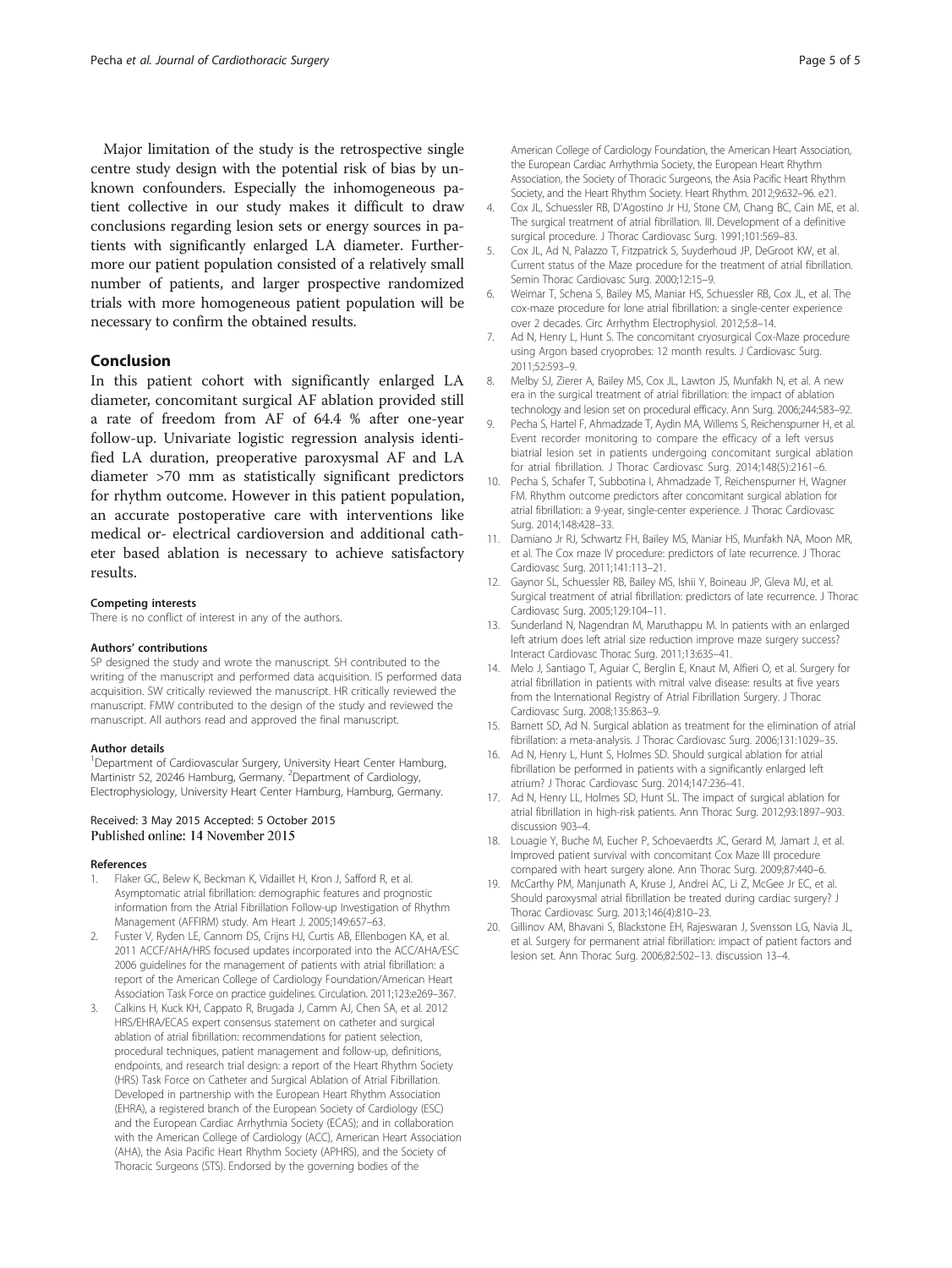Major limitation of the study is the retrospective single centre study design with the potential risk of bias by unknown confounders. Especially the inhomogeneous patient collective in our study makes it difficult to draw conclusions regarding lesion sets or energy sources in patients with significantly enlarged LA diameter. Furthermore our patient population consisted of a relatively small number of patients, and larger prospective randomized trials with more homogeneous patient population will be necessary to confirm the obtained results.

## Conclusion

In this patient cohort with significantly enlarged LA diameter, concomitant surgical AF ablation provided still a rate of freedom from AF of 64.4 % after one-year follow-up. Univariate logistic regression analysis identified LA duration, preoperative paroxysmal AF and LA diameter >70 mm as statistically significant predictors for rhythm outcome. However in this patient population, an accurate postoperative care with interventions like medical or- electrical cardioversion and additional catheter based ablation is necessary to achieve satisfactory results.

#### Competing interests

There is no conflict of interest in any of the authors.

#### Authors' contributions

SP designed the study and wrote the manuscript. SH contributed to the writing of the manuscript and performed data acquisition. IS performed data acquisition. SW critically reviewed the manuscript. HR critically reviewed the manuscript. FMW contributed to the design of the study and reviewed the manuscript. All authors read and approved the final manuscript.

#### Author details

[1]Department of Cardiovascular Surgery, University Heart Center Hamburg, Martinistr 52, 20246 Hamburg, Germany. [2]Department of Cardiology, Electrophysiology, University Heart Center Hamburg, Hamburg, Germany.

Received: 3 May 2015 Accepted: 5 October 2015
Published online: 14 November 2015

#### References

1. Flaker GC, Belew K, Beckman K, Vidaillet H, Kron J, Safford R, et al. Asymptomatic atrial fibrillation: demographic features and prognostic information from the Atrial Fibrillation Follow-up Investigation of Rhythm Management (AFFIRM) study. Am Heart J. 2005;149:657–63.
2. Fuster V, Ryden LE, Cannom DS, Crijns HJ, Curtis AB, Ellenbogen KA, et al. 2011 ACCF/AHA/HRS focused updates incorporated into the ACC/AHA/ESC 2006 guidelines for the management of patients with atrial fibrillation: a report of the American College of Cardiology Foundation/American Heart Association Task Force on practice guidelines. Circulation. 2011;123:e269–367.
3. Calkins H, Kuck KH, Cappato R, Brugada J, Camm AJ, Chen SA, et al. 2012 HRS/EHRA/ECAS expert consensus statement on catheter and surgical ablation of atrial fibrillation: recommendations for patient selection, procedural techniques, patient management and follow-up, definitions, endpoints, and research trial design: a report of the Heart Rhythm Society (HRS) Task Force on Catheter and Surgical Ablation of Atrial Fibrillation. Developed in partnership with the European Heart Rhythm Association (EHRA), a registered branch of the European Society of Cardiology (ESC) and the European Cardiac Arrhythmia Society (ECAS); and in collaboration with the American College of Cardiology (ACC), American Heart Association (AHA), the Asia Pacific Heart Rhythm Society (APHRS), and the Society of Thoracic Surgeons (STS). Endorsed by the governing bodies of the American College of Cardiology Foundation, the American Heart Association, the European Cardiac Arrhythmia Society, the European Heart Rhythm Association, the Society of Thoracic Surgeons, the Asia Pacific Heart Rhythm Society, and the Heart Rhythm Society. Heart Rhythm. 2012;9:632–96. e21.
4. Cox JL, Schuessler RB, D'Agostino Jr HJ, Stone CM, Chang BC, Cain ME, et al. The surgical treatment of atrial fibrillation. III. Development of a definitive surgical procedure. J Thorac Cardiovasc Surg. 1991;101:569–83.
5. Cox JL, Ad N, Palazzo T, Fitzpatrick S, Suyderhoud JP, DeGroot KW, et al. Current status of the Maze procedure for the treatment of atrial fibrillation. Semin Thorac Cardiovasc Surg. 2000;12:15–9.
6. Weimar T, Schena S, Bailey MS, Maniar HS, Schuessler RB, Cox JL, et al. The cox-maze procedure for lone atrial fibrillation: a single-center experience over 2 decades. Circ Arrhythm Electrophysiol. 2012;5:8–14.
7. Ad N, Henry L, Hunt S. The concomitant cryosurgical Cox-Maze procedure using Argon based cryoprobes: 12 month results. J Cardiovasc Surg. 2011;52:593–9.
8. Melby SJ, Zierer A, Bailey MS, Cox JL, Lawton JS, Munfakh N, et al. A new era in the surgical treatment of atrial fibrillation: the impact of ablation technology and lesion set on procedural efficacy. Ann Surg. 2006;244:583–92.
9. Pecha S, Hartel F, Ahmadzade T, Aydin MA, Willems S, Reichenspurner H, et al. Event recorder monitoring to compare the efficacy of a left versus biatrial lesion set in patients undergoing concomitant surgical ablation for atrial fibrillation. J Thorac Cardiovasc Surg. 2014;148(5):2161–6.
10. Pecha S, Schafer T, Subbotina I, Ahmadzade T, Reichenspurner H, Wagner FM. Rhythm outcome predictors after concomitant surgical ablation for atrial fibrillation: a 9-year, single-center experience. J Thorac Cardiovasc Surg. 2014;148:428–33.
11. Damiano Jr RJ, Schwartz FH, Bailey MS, Maniar HS, Munfakh NA, Moon MR, et al. The Cox maze IV procedure: predictors of late recurrence. J Thorac Cardiovasc Surg. 2011;141:113–21.
12. Gaynor SL, Schuessler RB, Bailey MS, Ishii Y, Boineau JP, Gleva MJ, et al. Surgical treatment of atrial fibrillation: predictors of late recurrence. J Thorac Cardiovasc Surg. 2005;129:104–11.
13. Sunderland N, Nagendran M, Maruthappu M. In patients with an enlarged left atrium does left atrial size reduction improve maze surgery success? Interact Cardiovasc Thorac Surg. 2011;13:635–41.
14. Melo J, Santiago T, Aguiar C, Berglin E, Knaut M, Alfieri O, et al. Surgery for atrial fibrillation in patients with mitral valve disease: results at five years from the International Registry of Atrial Fibrillation Surgery. J Thorac Cardiovasc Surg. 2008;135:863–9.
15. Barnett SD, Ad N. Surgical ablation as treatment for the elimination of atrial fibrillation: a meta-analysis. J Thorac Cardiovasc Surg. 2006;131:1029–35.
16. Ad N, Henry L, Hunt S, Holmes SD. Should surgical ablation for atrial fibrillation be performed in patients with a significantly enlarged left atrium? J Thorac Cardiovasc Surg. 2014;147:236–41.
17. Ad N, Henry LL, Holmes SD, Hunt SL. The impact of surgical ablation for atrial fibrillation in high-risk patients. Ann Thorac Surg. 2012;93:1897–903. discussion 903–4.
18. Louagie Y, Buche M, Eucher P, Schoevaerdts JC, Gerard M, Jamart J, et al. Improved patient survival with concomitant Cox Maze III procedure compared with heart surgery alone. Ann Thorac Surg. 2009;87:440–6.
19. McCarthy PM, Manjunath A, Kruse J, Andrei AC, Li Z, McGee Jr EC, et al. Should paroxysmal atrial fibrillation be treated during cardiac surgery? J Thorac Cardiovasc Surg. 2013;146(4):810–23.
20. Gillinov AM, Bhavani S, Blackstone EH, Rajeswaran J, Svensson LG, Navia JL, et al. Surgery for permanent atrial fibrillation: impact of patient factors and lesion set. Ann Thorac Surg. 2006;82:502–13. discussion 13–4.